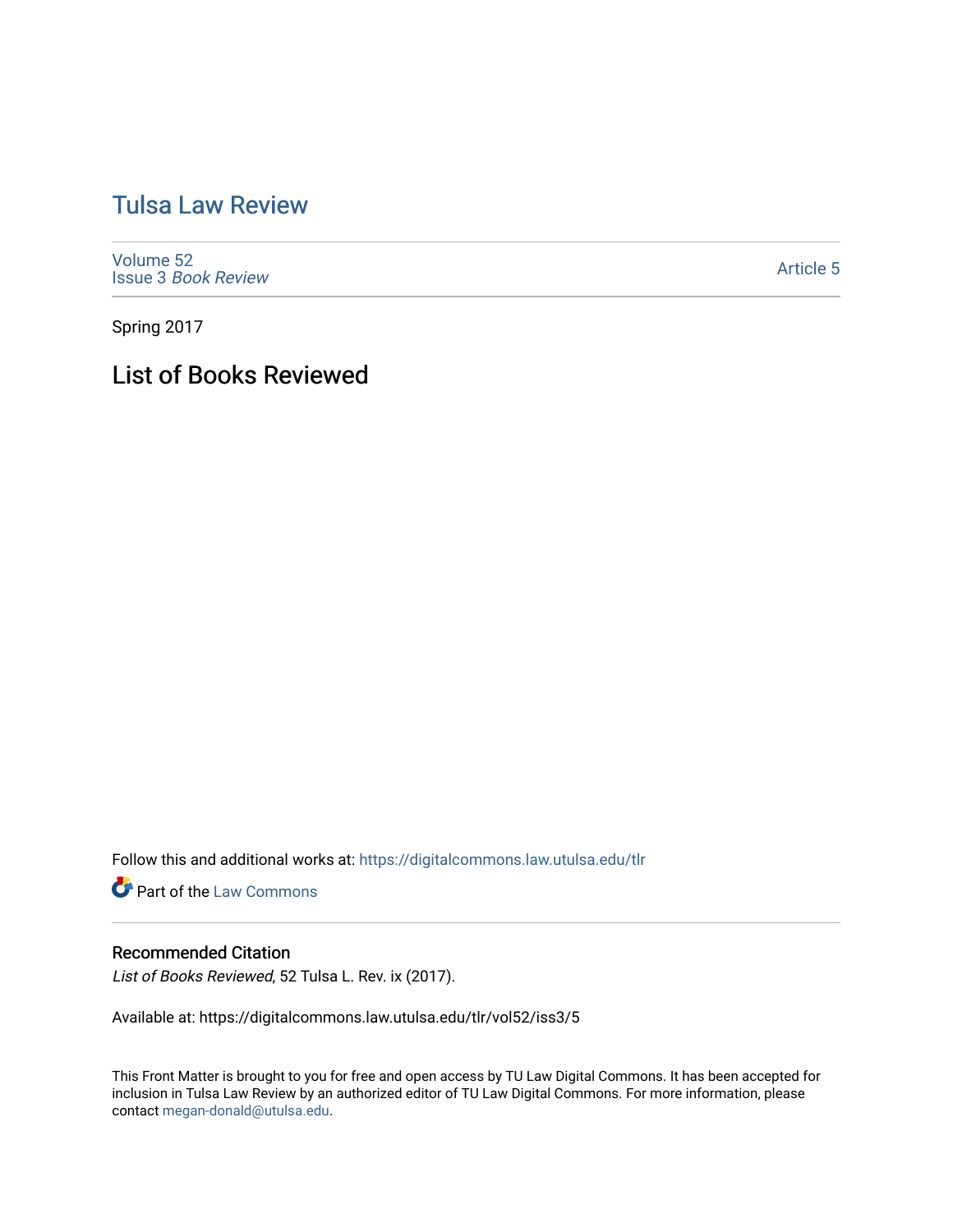# Tulsa Law Review

Volume 52
Issue 3 *Book Review*

Article 5

Spring 2017

## List of Books Reviewed

Follow this and additional works at: https://digitalcommons.law.utulsa.edu/tlr

Part of the Law Commons

### Recommended Citation

*List of Books Reviewed*, 52 Tulsa L. Rev. ix (2017).

Available at: https://digitalcommons.law.utulsa.edu/tlr/vol52/iss3/5

This Front Matter is brought to you for free and open access by TU Law Digital Commons. It has been accepted for inclusion in Tulsa Law Review by an authorized editor of TU Law Digital Commons. For more information, please contact megan-donald@utulsa.edu.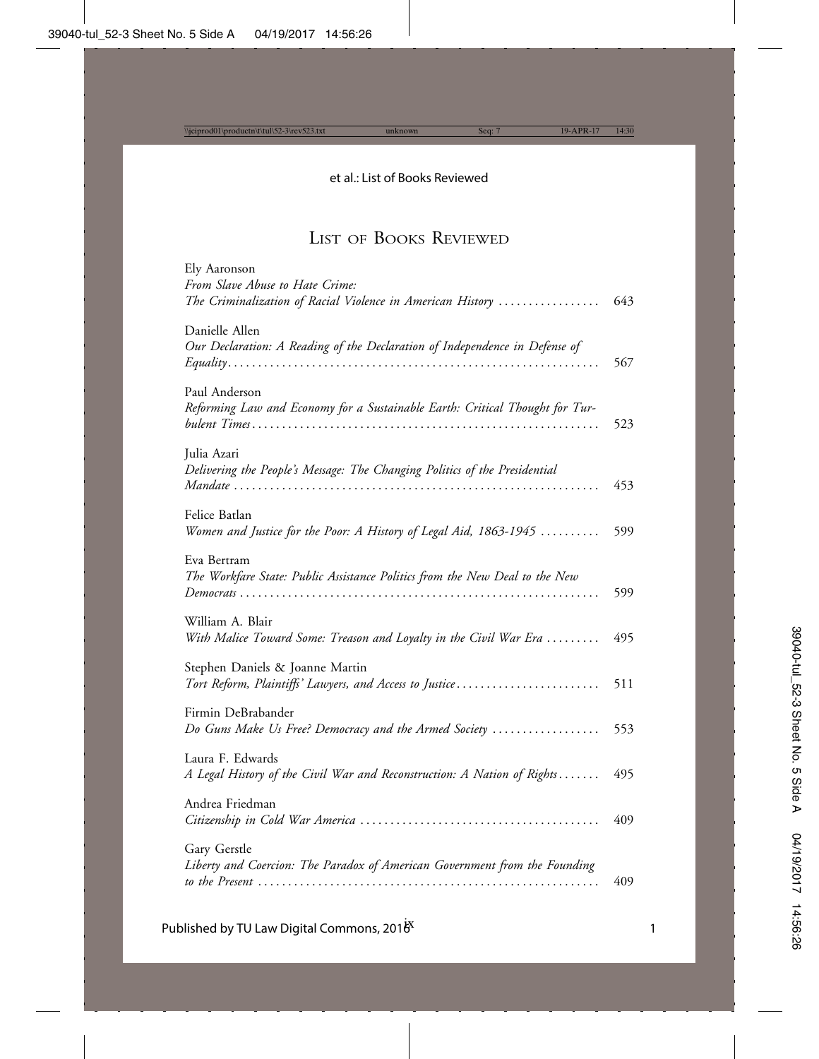# List of Books Reviewed

Ely Aaronson
*From Slave Abuse to Hate Crime: The Criminalization of Racial Violence in American History* ................. 643

Danielle Allen
*Our Declaration: A Reading of the Declaration of Independence in Defense of Equality* ................. 567

Paul Anderson
*Reforming Law and Economy for a Sustainable Earth: Critical Thought for Turbulent Times* ................. 523

Julia Azari
*Delivering the People's Message: The Changing Politics of the Presidential Mandate* ................. 453

Felice Batlan
*Women and Justice for the Poor: A History of Legal Aid, 1863-1945* ................. 599

Eva Bertram
*The Workfare State: Public Assistance Politics from the New Deal to the New Democrats* ................. 599

William A. Blair
*With Malice Toward Some: Treason and Loyalty in the Civil War Era* ................. 495

Stephen Daniels & Joanne Martin
*Tort Reform, Plaintiffs' Lawyers, and Access to Justice* ................. 511

Firmin DeBrabander
*Do Guns Make Us Free? Democracy and the Armed Society* ................. 553

Laura F. Edwards
*A Legal History of the Civil War and Reconstruction: A Nation of Rights* ................. 495

Andrea Friedman
*Citizenship in Cold War America* ................. 409

Gary Gerstle
*Liberty and Coercion: The Paradox of American Government from the Founding to the Present* ................. 409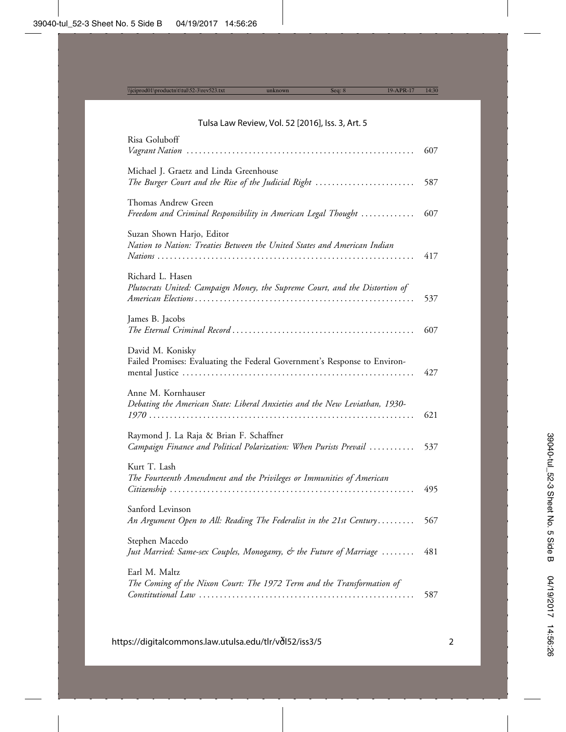Risa Goluboff
*Vagrant Nation* ........................................................ 607

Michael J. Graetz and Linda Greenhouse
*The Burger Court and the Rise of the Judicial Right* ........................ 587

Thomas Andrew Green
*Freedom and Criminal Responsibility in American Legal Thought* ............. 607

Suzan Shown Harjo, Editor
*Nation to Nation: Treaties Between the United States and American Indian Nations* ........................................................... 417

Richard L. Hasen
*Plutocrats United: Campaign Money, the Supreme Court, and the Distortion of American Elections* .................................................. 537

James B. Jacobs
*The Eternal Criminal Record* ............................................ 607

David M. Konisky
Failed Promises: Evaluating the Federal Government's Response to Environmental Justice ....................................................... 427

Anne M. Kornhauser
*Debating the American State: Liberal Anxieties and the New Leviathan, 1930-1970* ............................................................... 621

Raymond J. La Raja & Brian F. Schaffner
*Campaign Finance and Political Polarization: When Purists Prevail* ........... 537

Kurt T. Lash
*The Fourteenth Amendment and the Privileges or Immunities of American Citizenship* ........................................................... 495

Sanford Levinson
*An Argument Open to All: Reading The Federalist in the 21st Century* ......... 567

Stephen Macedo
*Just Married: Same-sex Couples, Monogamy, & the Future of Marriage* ........ 481

Earl M. Maltz
*The Coming of the Nixon Court: The 1972 Term and the Transformation of Constitutional Law* .................................................... 587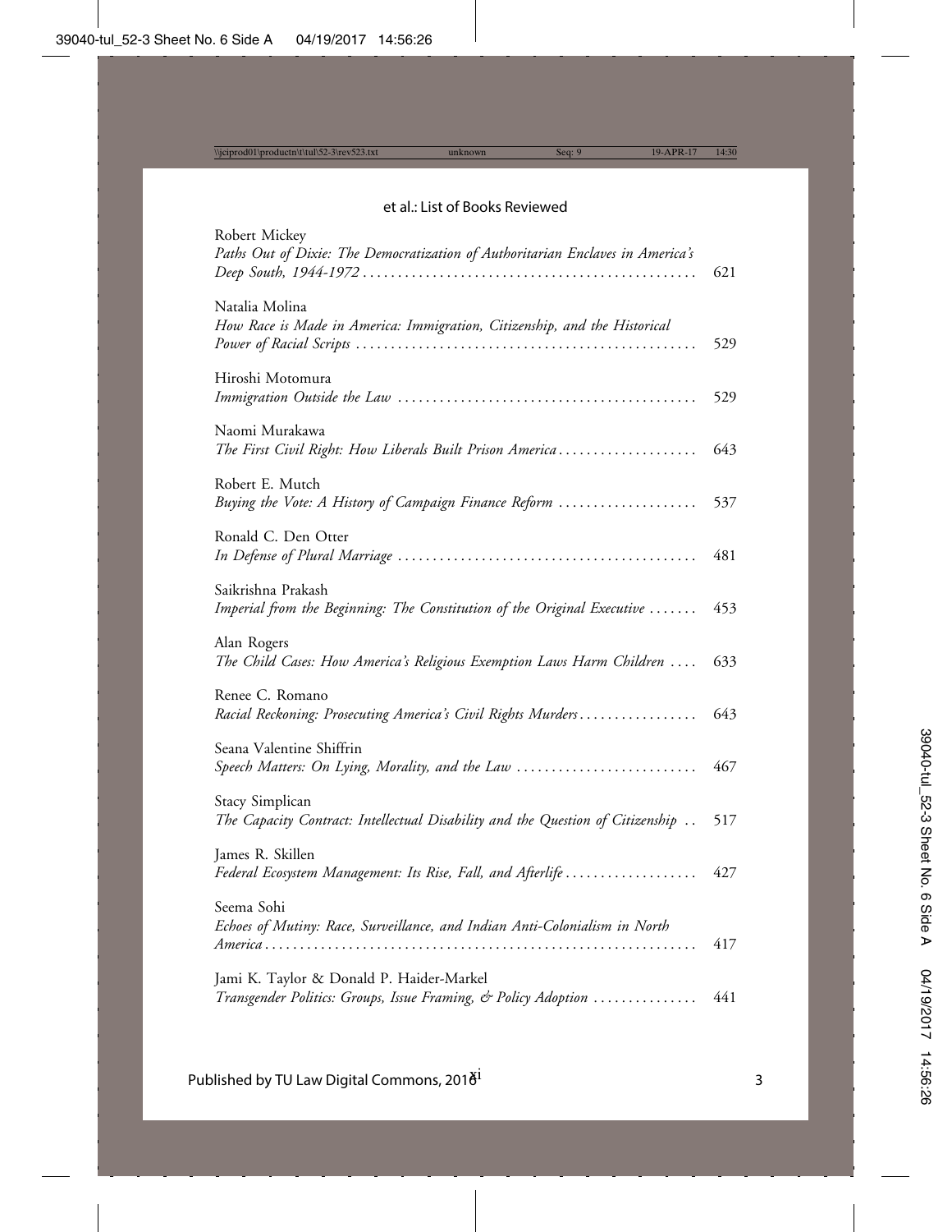Robert Mickey
*Paths Out of Dixie: The Democratization of Authoritarian Enclaves in America's Deep South, 1944-1972* ................................................ 621

Natalia Molina
*How Race is Made in America: Immigration, Citizenship, and the Historical Power of Racial Scripts* ................................................ 529

Hiroshi Motomura
*Immigration Outside the Law* .......................................... 529

Naomi Murakawa
*The First Civil Right: How Liberals Built Prison America* .................... 643

Robert E. Mutch
*Buying the Vote: A History of Campaign Finance Reform* .................... 537

Ronald C. Den Otter
*In Defense of Plural Marriage* .......................................... 481

Saikrishna Prakash
*Imperial from the Beginning: The Constitution of the Original Executive* ....... 453

Alan Rogers
*The Child Cases: How America's Religious Exemption Laws Harm Children* .... 633

Renee C. Romano
*Racial Reckoning: Prosecuting America's Civil Rights Murders* ................. 643

Seana Valentine Shiffrin
*Speech Matters: On Lying, Morality, and the Law* .......................... 467

Stacy Simplican
*The Capacity Contract: Intellectual Disability and the Question of Citizenship* .. 517

James R. Skillen
*Federal Ecosystem Management: Its Rise, Fall, and Afterlife* .................. 427

Seema Sohi
*Echoes of Mutiny: Race, Surveillance, and Indian Anti-Colonialism in North America* .............................................................. 417

Jami K. Taylor & Donald P. Haider-Markel
*Transgender Politics: Groups, Issue Framing, & Policy Adoption* ............... 441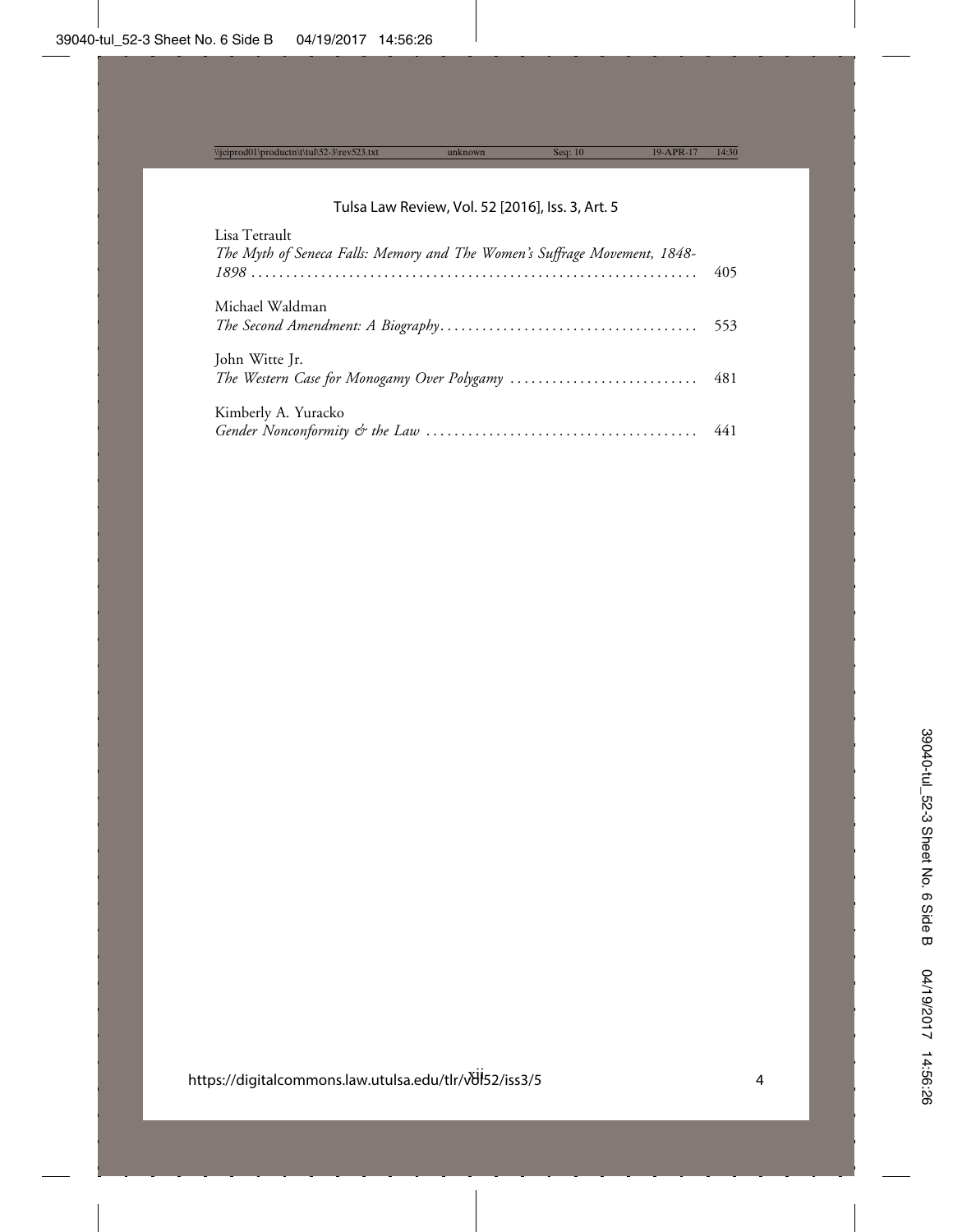Lisa Tetrault
*The Myth of Seneca Falls: Memory and The Women's Suffrage Movement, 1848-1898* . . . . . . . . . . . . . . . . . . . . . . . . . . . . . . . . . . . . . . . . . . . . . . . . . . . . . . . . . . . . . 405

Michael Waldman
*The Second Amendment: A Biography* . . . . . . . . . . . . . . . . . . . . . . . . . . . . . . . . . . . . 553

John Witte Jr.
*The Western Case for Monogamy Over Polygamy* . . . . . . . . . . . . . . . . . . . . . . . . . . 481

Kimberly A. Yuracko
*Gender Nonconformity & the Law* . . . . . . . . . . . . . . . . . . . . . . . . . . . . . . . . . . . . . . 441